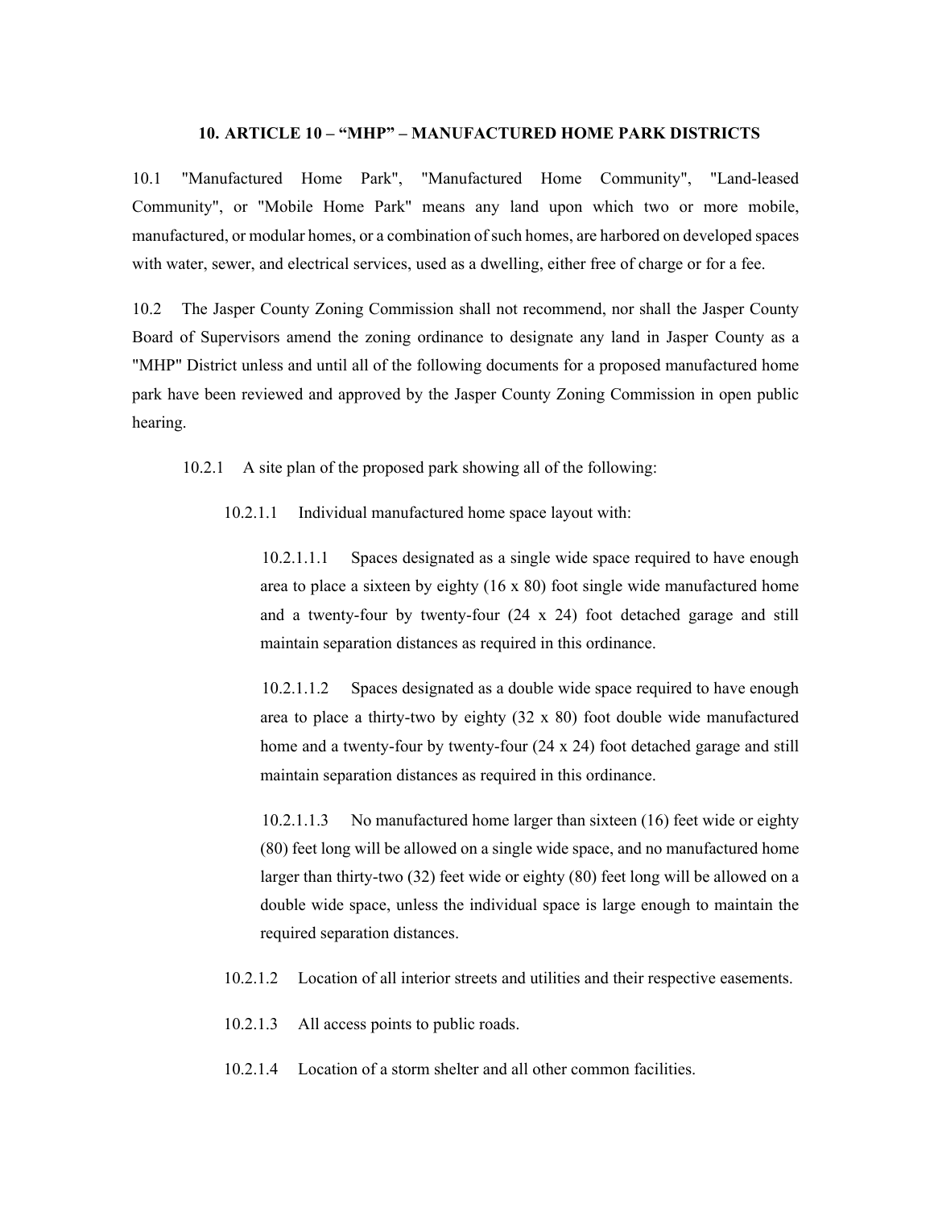# 10. ARTICLE 10 – "MHP" – MANUFACTURED HOME PARK DISTRICTS

10.1 "Manufactured Home Park", "Manufactured Home Community", "Land-leased Community", or "Mobile Home Park" means any land upon which two or more mobile, manufactured, or modular homes, or a combination of such homes, are harbored on developed spaces with water, sewer, and electrical services, used as a dwelling, either free of charge or for a fee.

10.2 The Jasper County Zoning Commission shall not recommend, nor shall the Jasper County Board of Supervisors amend the zoning ordinance to designate any land in Jasper County as a "MHP" District unless and until all of the following documents for a proposed manufactured home park have been reviewed and approved by the Jasper County Zoning Commission in open public hearing.

10.2.1 A site plan of the proposed park showing all of the following:

10.2.1.1 Individual manufactured home space layout with:

10.2.1.1.1 Spaces designated as a single wide space required to have enough area to place a sixteen by eighty (16 x 80) foot single wide manufactured home and a twenty-four by twenty-four (24 x 24) foot detached garage and still maintain separation distances as required in this ordinance.

10.2.1.1.2 Spaces designated as a double wide space required to have enough area to place a thirty-two by eighty (32 x 80) foot double wide manufactured home and a twenty-four by twenty-four (24 x 24) foot detached garage and still maintain separation distances as required in this ordinance.

10.2.1.1.3 No manufactured home larger than sixteen (16) feet wide or eighty (80) feet long will be allowed on a single wide space, and no manufactured home larger than thirty-two (32) feet wide or eighty (80) feet long will be allowed on a double wide space, unless the individual space is large enough to maintain the required separation distances.

10.2.1.2 Location of all interior streets and utilities and their respective easements.

10.2.1.3 All access points to public roads.

10.2.1.4 Location of a storm shelter and all other common facilities.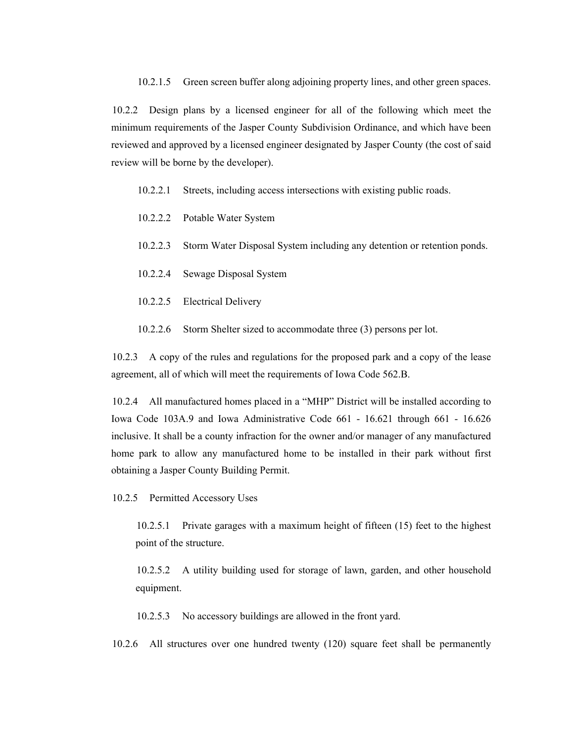10.2.1.5 Green screen buffer along adjoining property lines, and other green spaces.

10.2.2 Design plans by a licensed engineer for all of the following which meet the minimum requirements of the Jasper County Subdivision Ordinance, and which have been reviewed and approved by a licensed engineer designated by Jasper County (the cost of said review will be borne by the developer).

10.2.2.1 Streets, including access intersections with existing public roads.

10.2.2.2 Potable Water System

10.2.2.3 Storm Water Disposal System including any detention or retention ponds.

10.2.2.4 Sewage Disposal System

10.2.2.5 Electrical Delivery

10.2.2.6 Storm Shelter sized to accommodate three (3) persons per lot.

10.2.3 A copy of the rules and regulations for the proposed park and a copy of the lease agreement, all of which will meet the requirements of Iowa Code 562.B.

10.2.4 All manufactured homes placed in a "MHP" District will be installed according to Iowa Code 103A.9 and Iowa Administrative Code 661 - 16.621 through 661 - 16.626 inclusive. It shall be a county infraction for the owner and/or manager of any manufactured home park to allow any manufactured home to be installed in their park without first obtaining a Jasper County Building Permit.

10.2.5 Permitted Accessory Uses

10.2.5.1 Private garages with a maximum height of fifteen (15) feet to the highest point of the structure.

10.2.5.2 A utility building used for storage of lawn, garden, and other household equipment.

10.2.5.3 No accessory buildings are allowed in the front yard.

10.2.6 All structures over one hundred twenty (120) square feet shall be permanently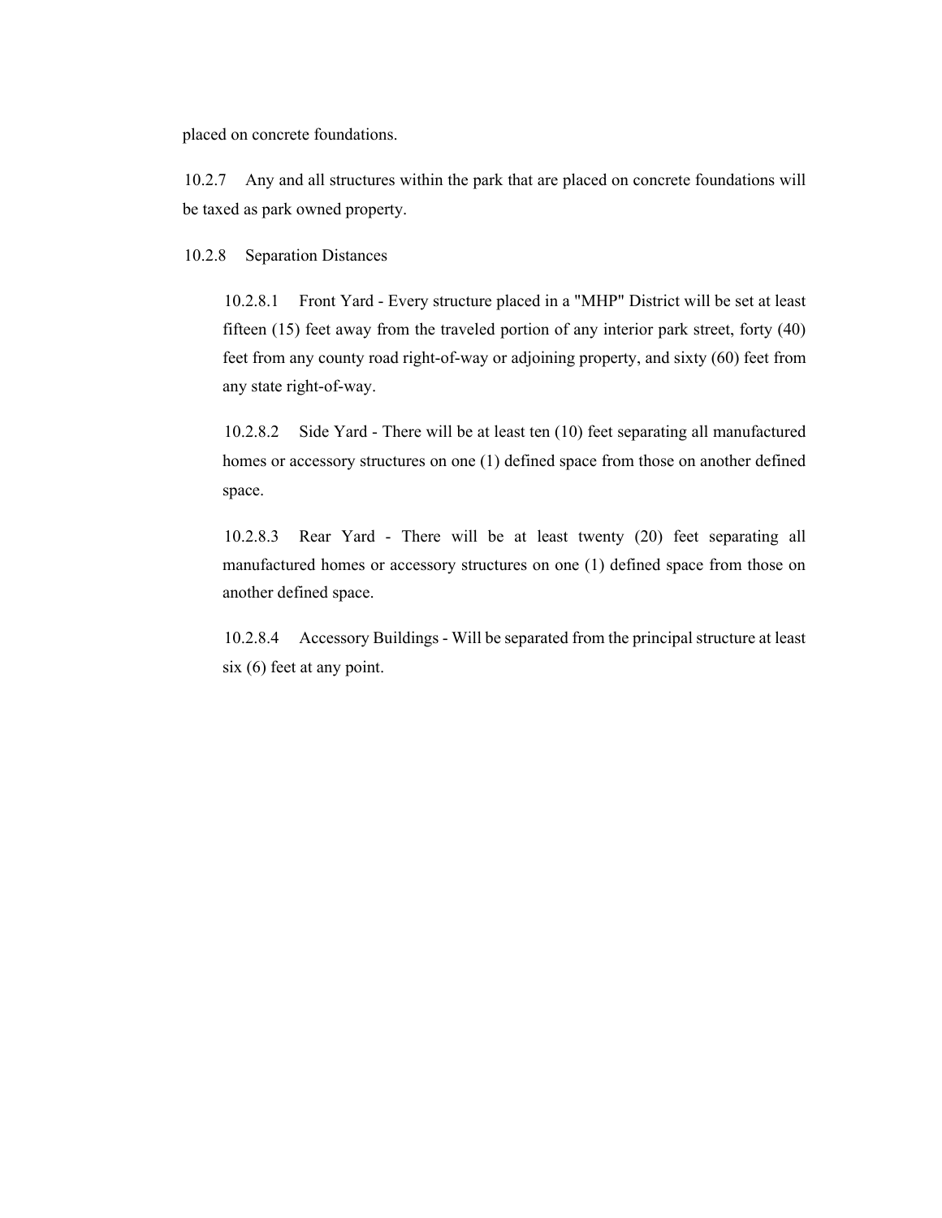placed on concrete foundations.

10.2.7 Any and all structures within the park that are placed on concrete foundations will be taxed as park owned property.

10.2.8 Separation Distances

10.2.8.1 Front Yard - Every structure placed in a "MHP" District will be set at least fifteen (15) feet away from the traveled portion of any interior park street, forty (40) feet from any county road right-of-way or adjoining property, and sixty (60) feet from any state right-of-way.

10.2.8.2 Side Yard - There will be at least ten (10) feet separating all manufactured homes or accessory structures on one (1) defined space from those on another defined space.

10.2.8.3 Rear Yard - There will be at least twenty (20) feet separating all manufactured homes or accessory structures on one (1) defined space from those on another defined space.

10.2.8.4 Accessory Buildings - Will be separated from the principal structure at least six (6) feet at any point.